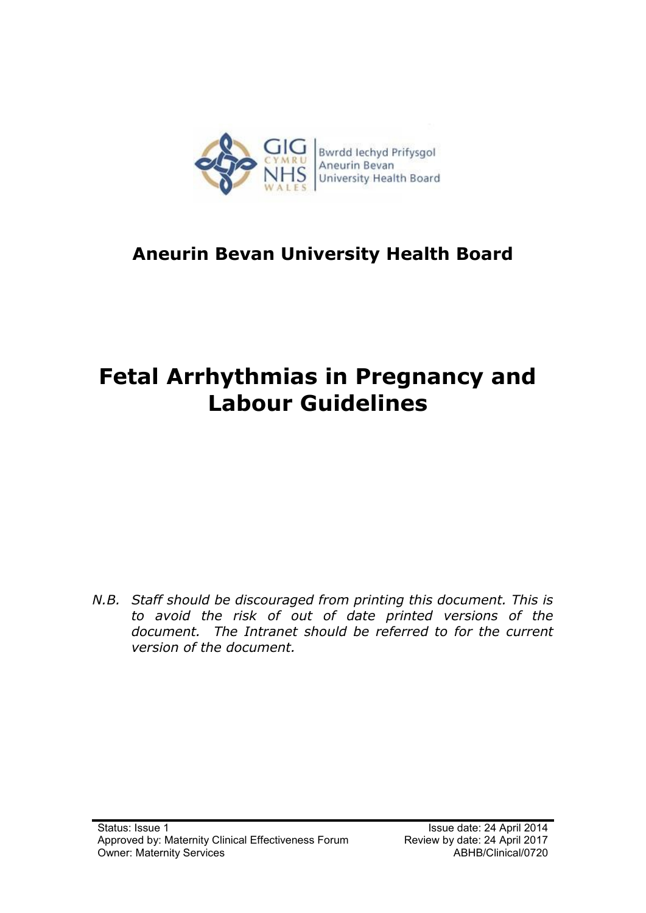# Aneurin Bevan University Health Board

# Fetal Arrhythmias in Pregnancy and Labour Guidelines

*N.B. Staff should be discouraged from printing this document. This is to avoid the risk of out of date printed versions of the document. The Intranet should be referred to for the current version of the document.*

Status: Issue 1
Approved by: Maternity Clinical Effectiveness Forum
Owner: Maternity Services

Issue date: 24 April 2014
Review by date: 24 April 2017
ABHB/Clinical/0720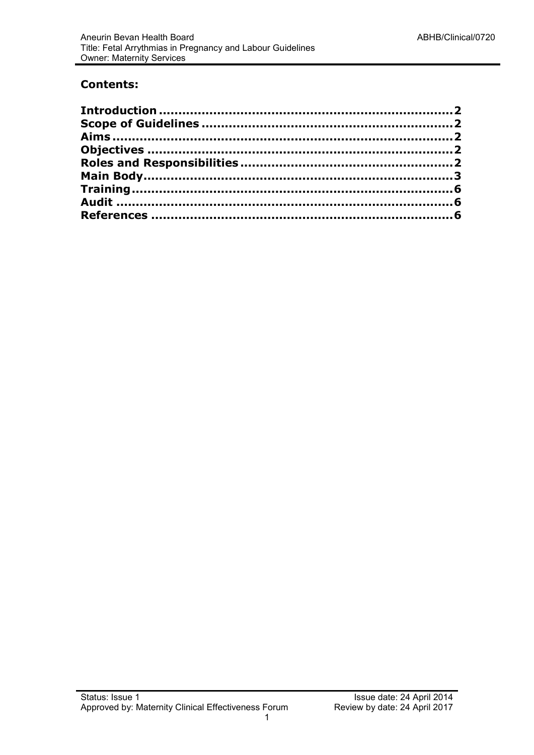## Contents:

**Introduction .......................................................................2**
**Scope of Guidelines ...........................................................2**
**Aims ...................................................................................2**
**Objectives ..........................................................................2**
**Roles and Responsibilities ..................................................2**
**Main Body...........................................................................3**
**Training ..............................................................................6**
**Audit ..................................................................................6**
**References ..........................................................................6**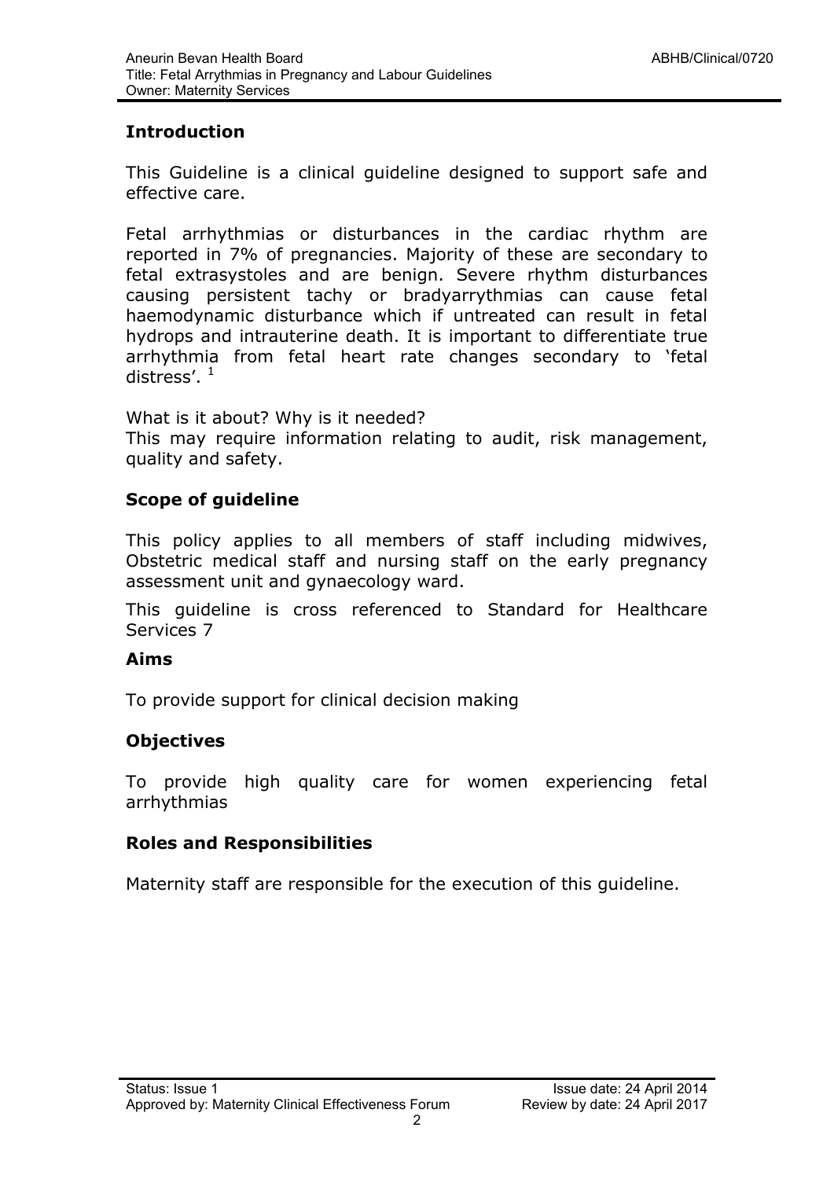## Introduction

This Guideline is a clinical guideline designed to support safe and effective care.

Fetal arrhythmias or disturbances in the cardiac rhythm are reported in 7% of pregnancies. Majority of these are secondary to fetal extrasystoles and are benign. Severe rhythm disturbances causing persistent tachy or bradyarrythmias can cause fetal haemodynamic disturbance which if untreated can result in fetal hydrops and intrauterine death. It is important to differentiate true arrhythmia from fetal heart rate changes secondary to 'fetal distress'. [1]

What is it about? Why is it needed?
This may require information relating to audit, risk management, quality and safety.

## Scope of guideline

This policy applies to all members of staff including midwives, Obstetric medical staff and nursing staff on the early pregnancy assessment unit and gynaecology ward.

This guideline is cross referenced to Standard for Healthcare Services 7

## Aims

To provide support for clinical decision making

## Objectives

To provide high quality care for women experiencing fetal arrhythmias

## Roles and Responsibilities

Maternity staff are responsible for the execution of this guideline.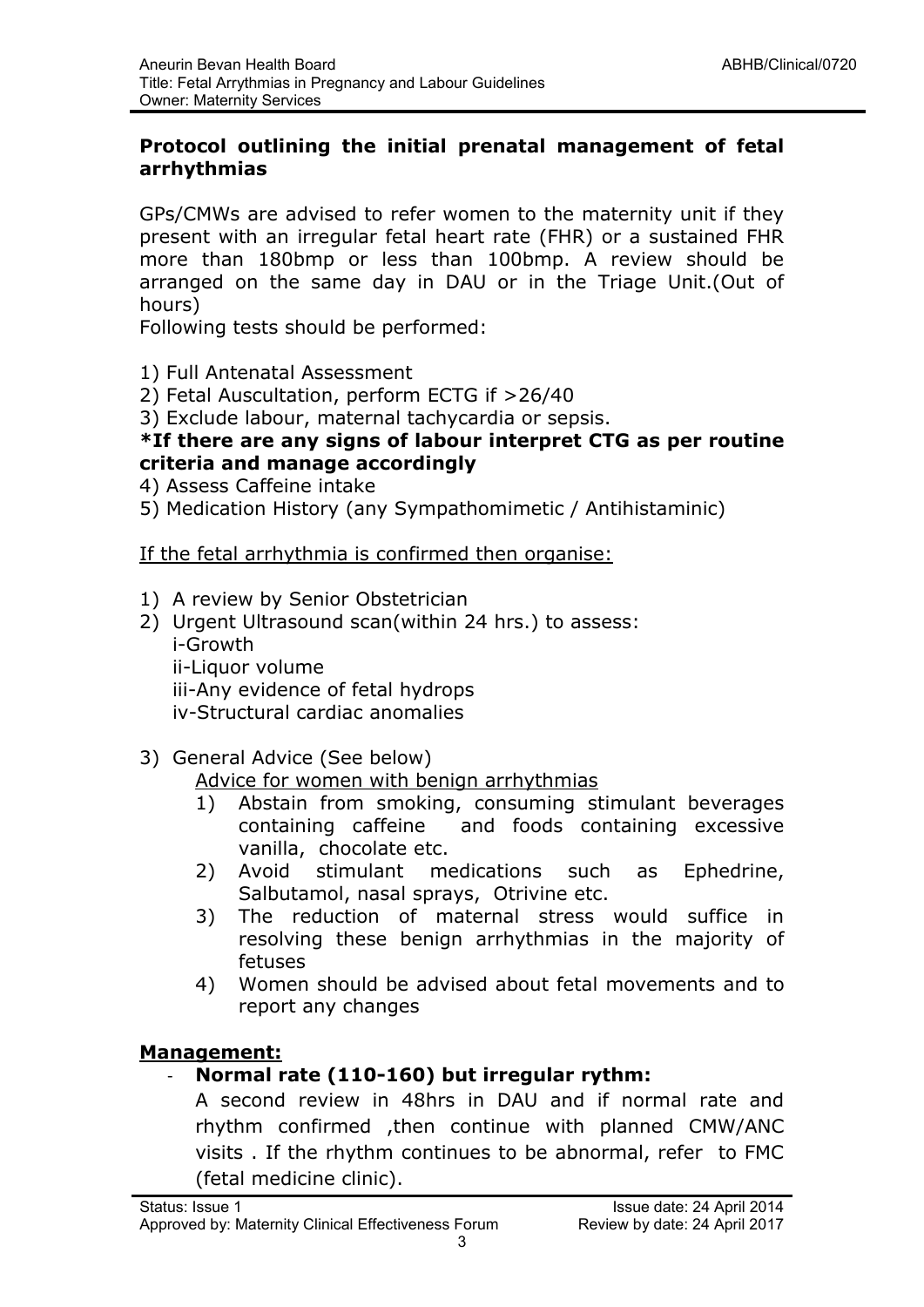**Protocol outlining the initial prenatal management of fetal arrhythmias**

GPs/CMWs are advised to refer women to the maternity unit if they present with an irregular fetal heart rate (FHR) or a sustained FHR more than 180bmp or less than 100bmp. A review should be arranged on the same day in DAU or in the Triage Unit.(Out of hours)

Following tests should be performed:

1) Full Antenatal Assessment
2) Fetal Auscultation, perform ECTG if >26/40
3) Exclude labour, maternal tachycardia or sepsis.

**\*If there are any signs of labour interpret CTG as per routine criteria and manage accordingly**

4) Assess Caffeine intake
5) Medication History (any Sympathomimetic / Antihistaminic)

<u>If the fetal arrhythmia is confirmed then organise:</u>

1) A review by Senior Obstetrician
2) Urgent Ultrasound scan(within 24 hrs.) to assess:
   i-Growth
   ii-Liquor volume
   iii-Any evidence of fetal hydrops
   iv-Structural cardiac anomalies
3) General Advice (See below)

   <u>Advice for women with benign arrhythmias</u>

   1) Abstain from smoking, consuming stimulant beverages containing caffeine and foods containing excessive vanilla, chocolate etc.
   2) Avoid stimulant medications such as Ephedrine, Salbutamol, nasal sprays, Otrivine etc.
   3) The reduction of maternal stress would suffice in resolving these benign arrhythmias in the majority of fetuses
   4) Women should be advised about fetal movements and to report any changes

## **<u>Management:</u>**

- **Normal rate (110-160) but irregular rythm:**

  A second review in 48hrs in DAU and if normal rate and rhythm confirmed ,then continue with planned CMW/ANC visits . If the rhythm continues to be abnormal, refer to FMC (fetal medicine clinic).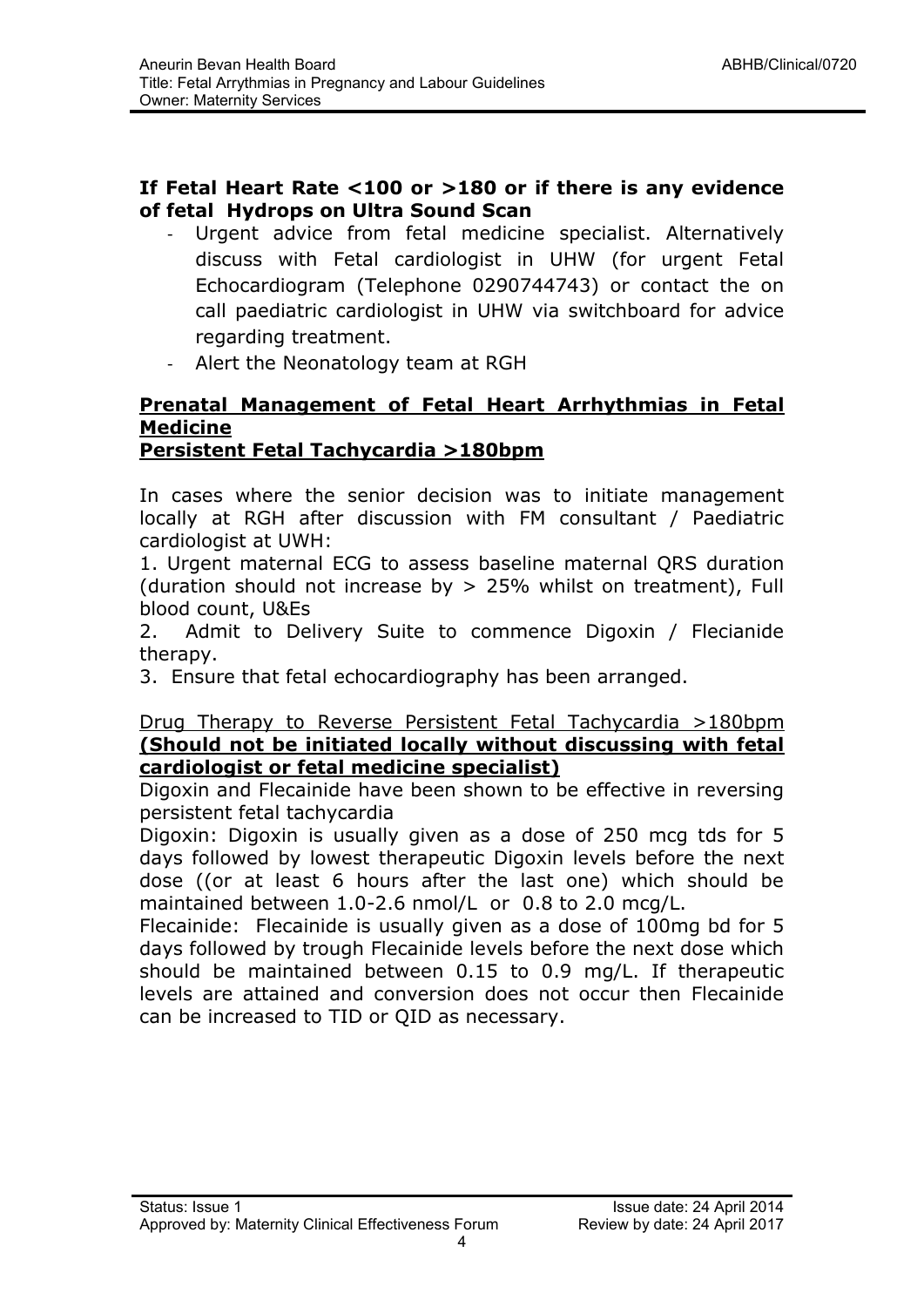**If Fetal Heart Rate <100 or >180 or if there is any evidence of fetal Hydrops on Ultra Sound Scan**

- Urgent advice from fetal medicine specialist. Alternatively discuss with Fetal cardiologist in UHW (for urgent Fetal Echocardiogram (Telephone 0290744743) or contact the on call paediatric cardiologist in UHW via switchboard for advice regarding treatment.
- Alert the Neonatology team at RGH

## Prenatal Management of Fetal Heart Arrhythmias in Fetal Medicine

## Persistent Fetal Tachycardia >180bpm

In cases where the senior decision was to initiate management locally at RGH after discussion with FM consultant / Paediatric cardiologist at UWH:

1. Urgent maternal ECG to assess baseline maternal QRS duration (duration should not increase by > 25% whilst on treatment), Full blood count, U&Es
2. Admit to Delivery Suite to commence Digoxin / Flecianide therapy.
3. Ensure that fetal echocardiography has been arranged.

Drug Therapy to Reverse Persistent Fetal Tachycardia >180bpm
**(Should not be initiated locally without discussing with fetal cardiologist or fetal medicine specialist)**

Digoxin and Flecainide have been shown to be effective in reversing persistent fetal tachycardia

Digoxin: Digoxin is usually given as a dose of 250 mcg tds for 5 days followed by lowest therapeutic Digoxin levels before the next dose ((or at least 6 hours after the last one) which should be maintained between 1.0-2.6 nmol/L or 0.8 to 2.0 mcg/L.

Flecainide: Flecainide is usually given as a dose of 100mg bd for 5 days followed by trough Flecainide levels before the next dose which should be maintained between 0.15 to 0.9 mg/L. If therapeutic levels are attained and conversion does not occur then Flecainide can be increased to TID or QID as necessary.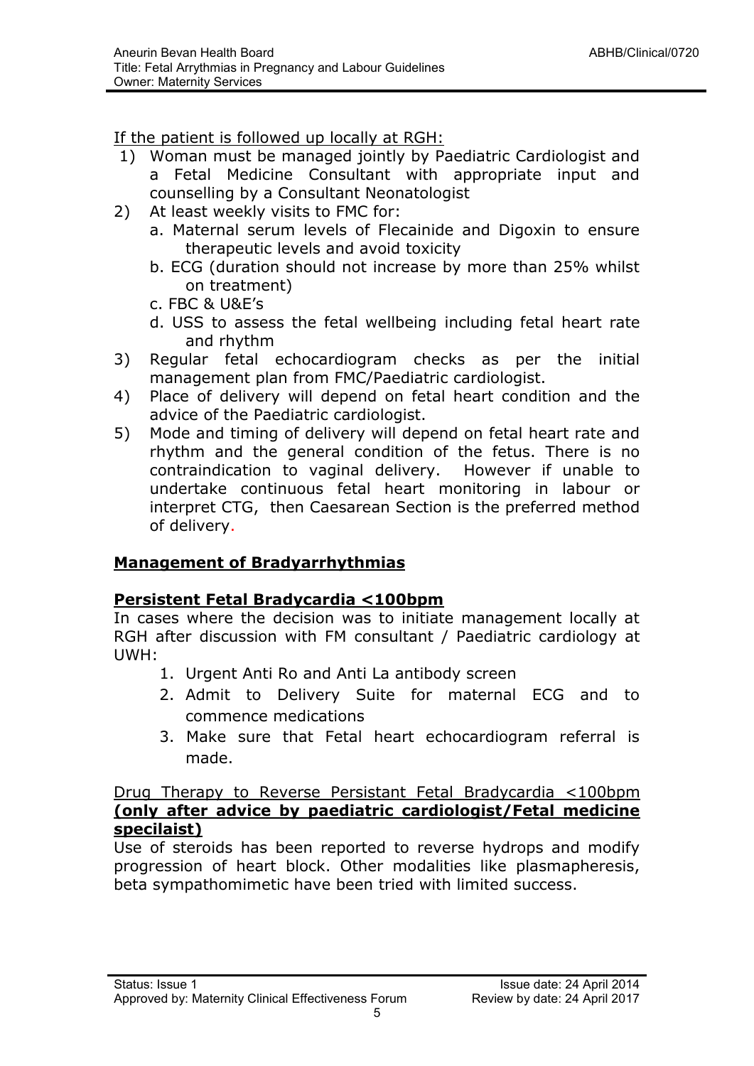If the patient is followed up locally at RGH:

1) Woman must be managed jointly by Paediatric Cardiologist and a Fetal Medicine Consultant with appropriate input and counselling by a Consultant Neonatologist
2) At least weekly visits to FMC for:
   a. Maternal serum levels of Flecainide and Digoxin to ensure therapeutic levels and avoid toxicity
   b. ECG (duration should not increase by more than 25% whilst on treatment)
   c. FBC & U&E's
   d. USS to assess the fetal wellbeing including fetal heart rate and rhythm
3) Regular fetal echocardiogram checks as per the initial management plan from FMC/Paediatric cardiologist.
4) Place of delivery will depend on fetal heart condition and the advice of the Paediatric cardiologist.
5) Mode and timing of delivery will depend on fetal heart rate and rhythm and the general condition of the fetus. There is no contraindication to vaginal delivery. However if unable to undertake continuous fetal heart monitoring in labour or interpret CTG, then Caesarean Section is the preferred method of delivery.

## Management of Bradyarrhythmias

### Persistent Fetal Bradycardia <100bpm

In cases where the decision was to initiate management locally at RGH after discussion with FM consultant / Paediatric cardiology at UWH:

1. Urgent Anti Ro and Anti La antibody screen
2. Admit to Delivery Suite for maternal ECG and to commence medications
3. Make sure that Fetal heart echocardiogram referral is made.

Drug Therapy to Reverse Persistant Fetal Bradycardia <100bpm **(only after advice by paediatric cardiologist/Fetal medicine specilaist)**

Use of steroids has been reported to reverse hydrops and modify progression of heart block. Other modalities like plasmapheresis, beta sympathomimetic have been tried with limited success.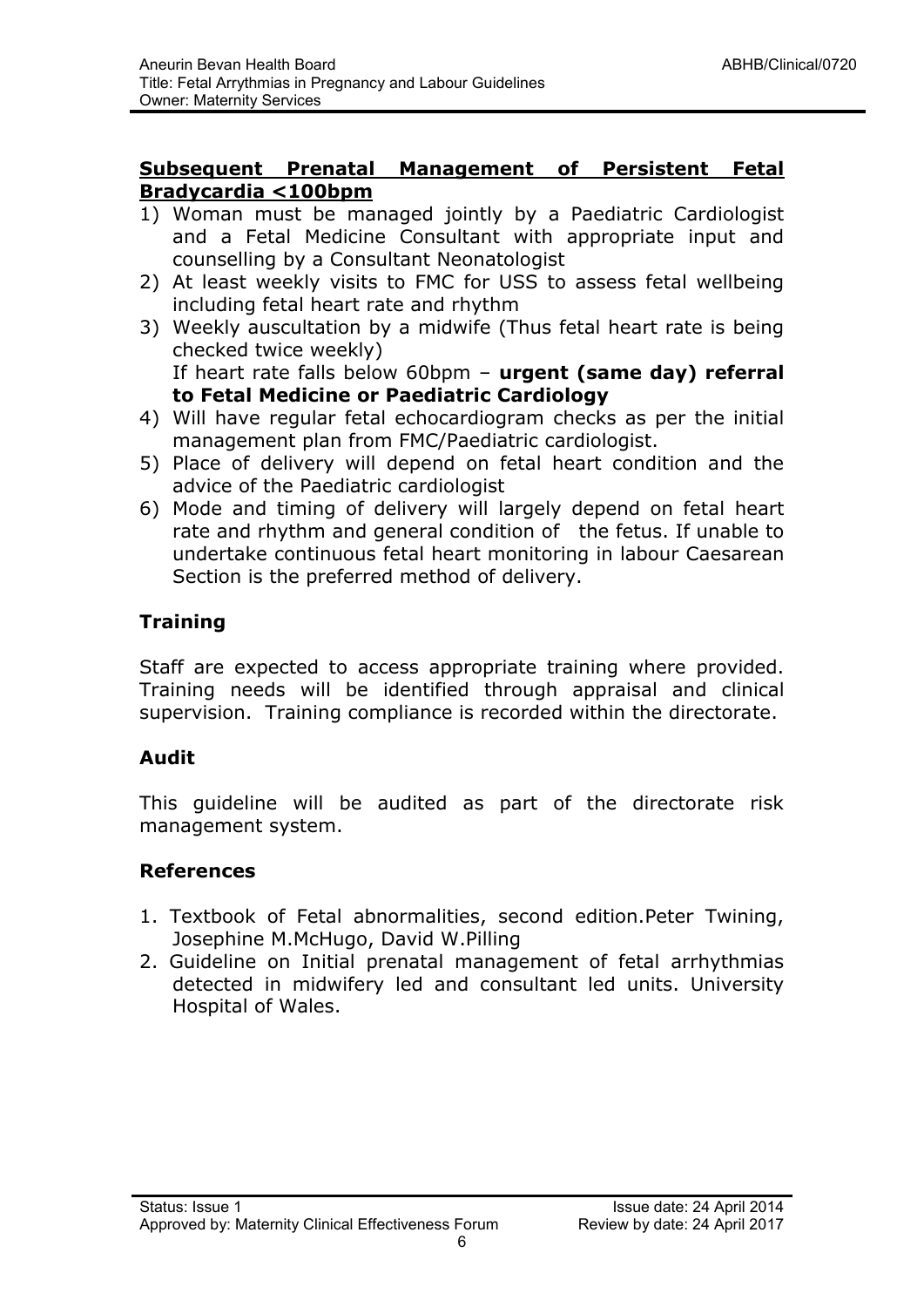## Subsequent Prenatal Management of Persistent Fetal Bradycardia <100bpm

1) Woman must be managed jointly by a Paediatric Cardiologist and a Fetal Medicine Consultant with appropriate input and counselling by a Consultant Neonatologist
2) At least weekly visits to FMC for USS to assess fetal wellbeing including fetal heart rate and rhythm
3) Weekly auscultation by a midwife (Thus fetal heart rate is being checked twice weekly)
   If heart rate falls below 60bpm – **urgent (same day) referral to Fetal Medicine or Paediatric Cardiology**
4) Will have regular fetal echocardiogram checks as per the initial management plan from FMC/Paediatric cardiologist.
5) Place of delivery will depend on fetal heart condition and the advice of the Paediatric cardiologist
6) Mode and timing of delivery will largely depend on fetal heart rate and rhythm and general condition of the fetus. If unable to undertake continuous fetal heart monitoring in labour Caesarean Section is the preferred method of delivery.

## Training

Staff are expected to access appropriate training where provided. Training needs will be identified through appraisal and clinical supervision. Training compliance is recorded within the directorate.

## Audit

This guideline will be audited as part of the directorate risk management system.

## References

1. Textbook of Fetal abnormalities, second edition.Peter Twining, Josephine M.McHugo, David W.Pilling
2. Guideline on Initial prenatal management of fetal arrhythmias detected in midwifery led and consultant led units. University Hospital of Wales.